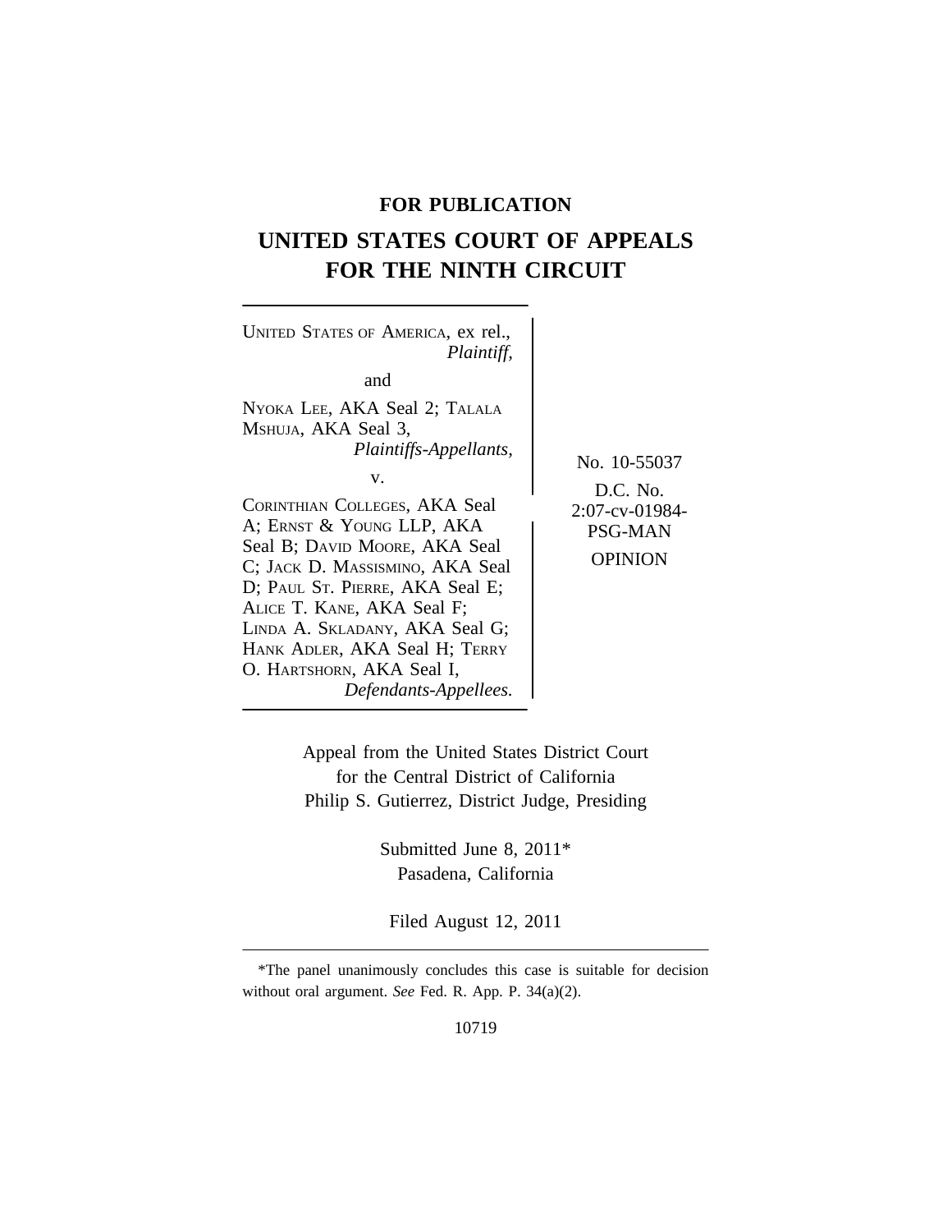**FOR PUBLICATION**

# UNITED STATES COURT OF APPEALS FOR THE NINTH CIRCUIT

UNITED STATES OF AMERICA, ex rel.,
*Plaintiff,*

and

NYOKA LEE, AKA Seal 2; TALALA MSHUJA, AKA Seal 3,
*Plaintiffs-Appellants,*

v.

CORINTHIAN COLLEGES, AKA Seal A; ERNST & YOUNG LLP, AKA Seal B; DAVID MOORE, AKA Seal C; JACK D. MASSISMINO, AKA Seal D; PAUL ST. PIERRE, AKA Seal E; ALICE T. KANE, AKA Seal F; LINDA A. SKLADANY, AKA Seal G; HANK ADLER, AKA Seal H; TERRY O. HARTSHORN, AKA Seal I,
*Defendants-Appellees.*

No. 10-55037

D.C. No. 2:07-cv-01984-PSG-MAN

OPINION

Appeal from the United States District Court
for the Central District of California
Philip S. Gutierrez, District Judge, Presiding

Submitted June 8, 2011*
Pasadena, California

Filed August 12, 2011

*The panel unanimously concludes this case is suitable for decision without oral argument. *See* Fed. R. App. P. 34(a)(2).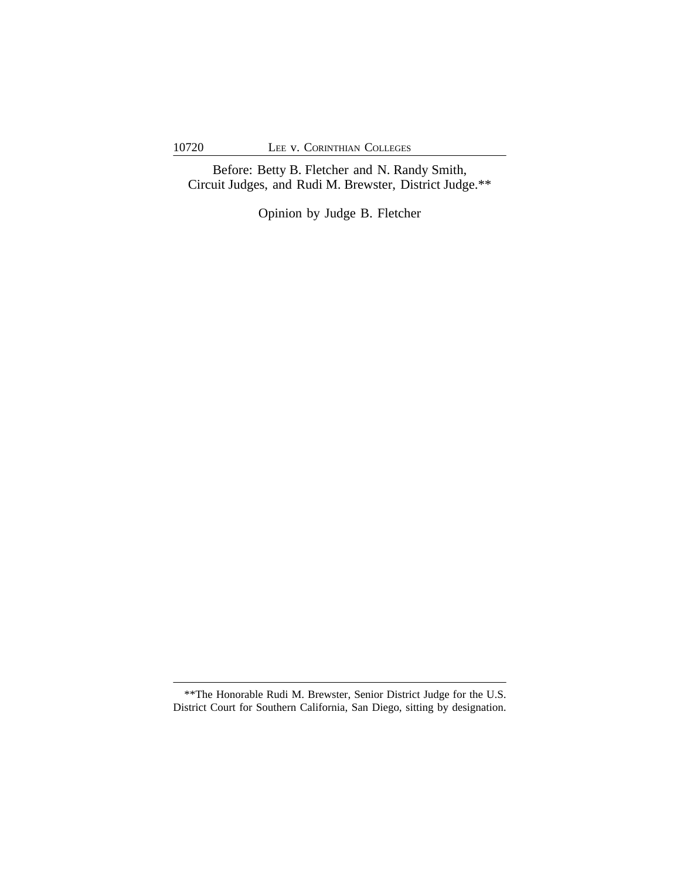Before: Betty B. Fletcher and N. Randy Smith, Circuit Judges, and Rudi M. Brewster, District Judge.**

Opinion by Judge B. Fletcher

---

**The Honorable Rudi M. Brewster, Senior District Judge for the U.S. District Court for Southern California, San Diego, sitting by designation.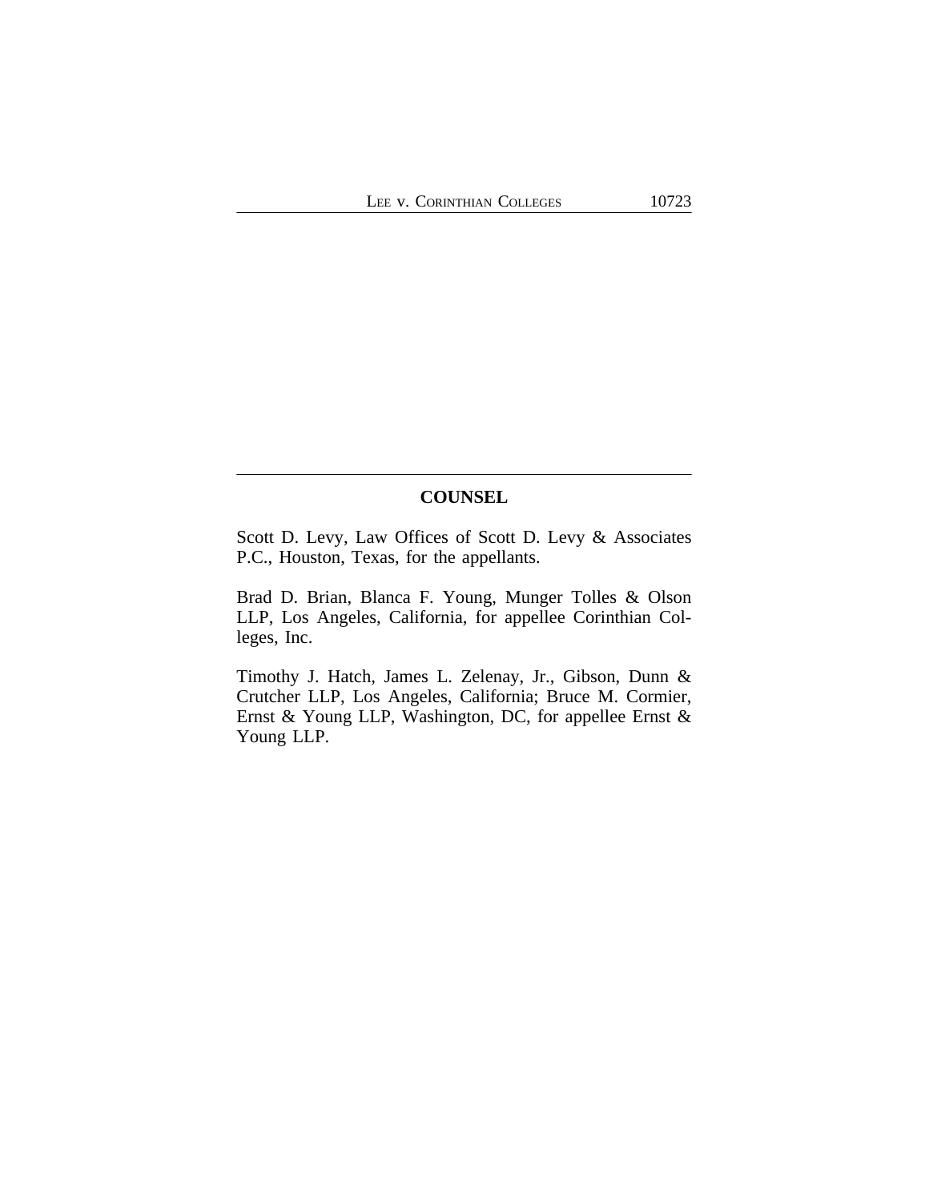## COUNSEL

Scott D. Levy, Law Offices of Scott D. Levy & Associates P.C., Houston, Texas, for the appellants.

Brad D. Brian, Blanca F. Young, Munger Tolles & Olson LLP, Los Angeles, California, for appellee Corinthian Colleges, Inc.

Timothy J. Hatch, James L. Zelenay, Jr., Gibson, Dunn & Crutcher LLP, Los Angeles, California; Bruce M. Cormier, Ernst & Young LLP, Washington, DC, for appellee Ernst & Young LLP.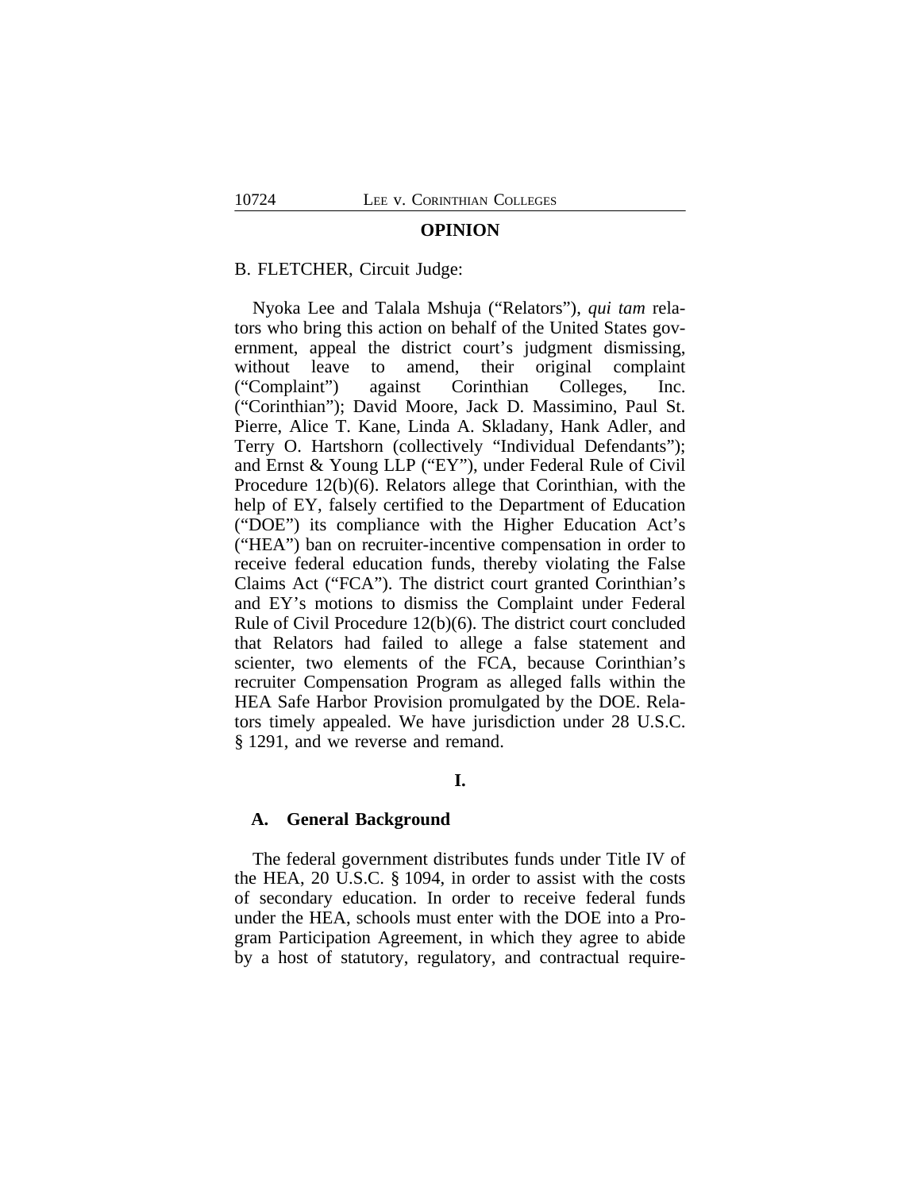## OPINION

B. FLETCHER, Circuit Judge:

Nyoka Lee and Talala Mshuja ("Relators"), *qui tam* relators who bring this action on behalf of the United States government, appeal the district court's judgment dismissing, without leave to amend, their original complaint ("Complaint") against Corinthian Colleges, Inc. ("Corinthian"); David Moore, Jack D. Massimino, Paul St. Pierre, Alice T. Kane, Linda A. Skladany, Hank Adler, and Terry O. Hartshorn (collectively "Individual Defendants"); and Ernst & Young LLP ("EY"), under Federal Rule of Civil Procedure 12(b)(6). Relators allege that Corinthian, with the help of EY, falsely certified to the Department of Education ("DOE") its compliance with the Higher Education Act's ("HEA") ban on recruiter-incentive compensation in order to receive federal education funds, thereby violating the False Claims Act ("FCA"). The district court granted Corinthian's and EY's motions to dismiss the Complaint under Federal Rule of Civil Procedure 12(b)(6). The district court concluded that Relators had failed to allege a false statement and scienter, two elements of the FCA, because Corinthian's recruiter Compensation Program as alleged falls within the HEA Safe Harbor Provision promulgated by the DOE. Relators timely appealed. We have jurisdiction under 28 U.S.C. § 1291, and we reverse and remand.

## I.

### A. General Background

The federal government distributes funds under Title IV of the HEA, 20 U.S.C. § 1094, in order to assist with the costs of secondary education. In order to receive federal funds under the HEA, schools must enter with the DOE into a Program Participation Agreement, in which they agree to abide by a host of statutory, regulatory, and contractual require-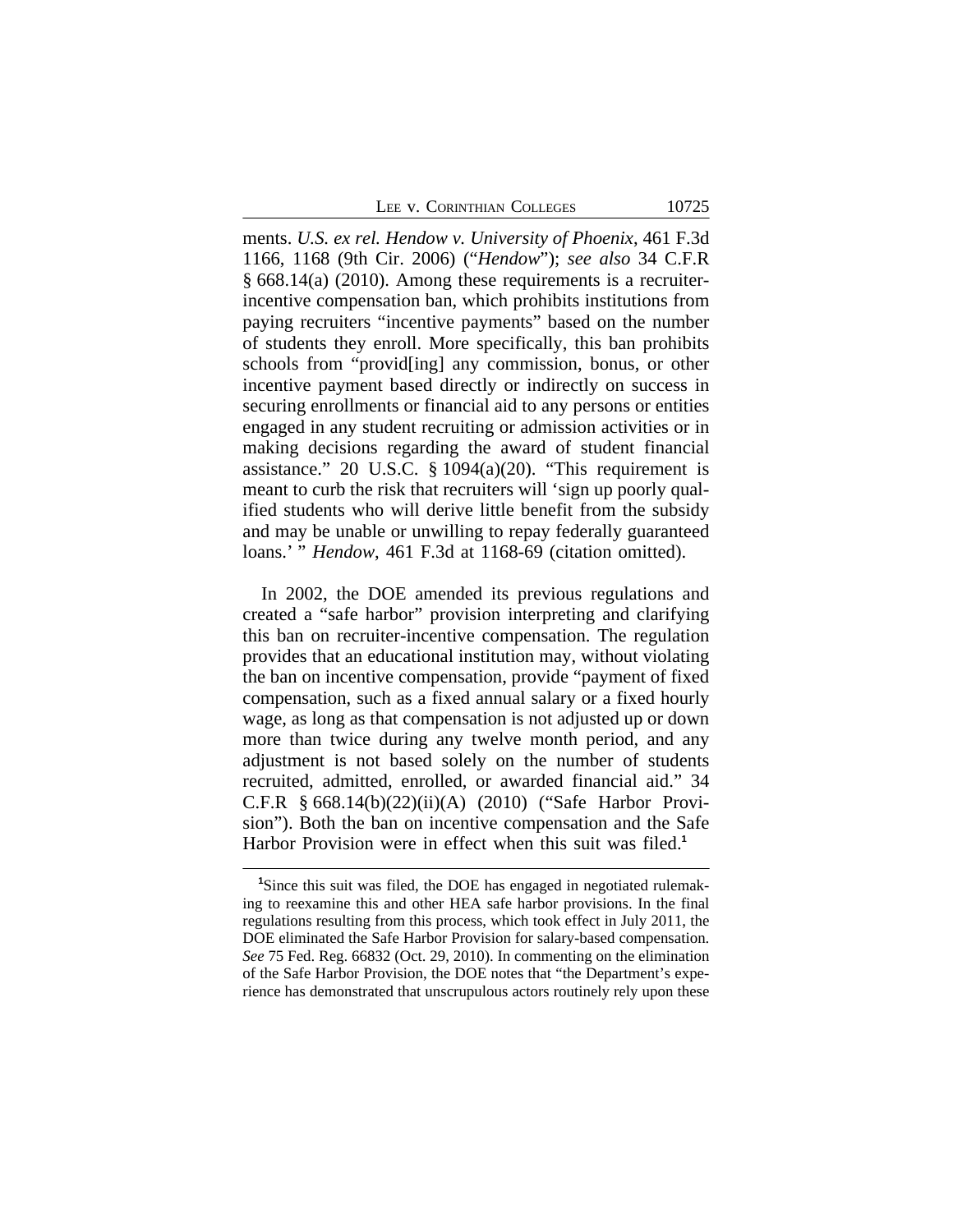ments. *U.S. ex rel. Hendow v. University of Phoenix*, 461 F.3d 1166, 1168 (9th Cir. 2006) ("*Hendow*"); *see also* 34 C.F.R § 668.14(a) (2010). Among these requirements is a recruiter-incentive compensation ban, which prohibits institutions from paying recruiters "incentive payments" based on the number of students they enroll. More specifically, this ban prohibits schools from "provid[ing] any commission, bonus, or other incentive payment based directly or indirectly on success in securing enrollments or financial aid to any persons or entities engaged in any student recruiting or admission activities or in making decisions regarding the award of student financial assistance." 20 U.S.C. § 1094(a)(20). "This requirement is meant to curb the risk that recruiters will 'sign up poorly qualified students who will derive little benefit from the subsidy and may be unable or unwilling to repay federally guaranteed loans.' " *Hendow*, 461 F.3d at 1168-69 (citation omitted).

In 2002, the DOE amended its previous regulations and created a "safe harbor" provision interpreting and clarifying this ban on recruiter-incentive compensation. The regulation provides that an educational institution may, without violating the ban on incentive compensation, provide "payment of fixed compensation, such as a fixed annual salary or a fixed hourly wage, as long as that compensation is not adjusted up or down more than twice during any twelve month period, and any adjustment is not based solely on the number of students recruited, admitted, enrolled, or awarded financial aid." 34 C.F.R § 668.14(b)(22)(ii)(A) (2010) ("Safe Harbor Provision"). Both the ban on incentive compensation and the Safe Harbor Provision were in effect when this suit was filed.[1]

[1]Since this suit was filed, the DOE has engaged in negotiated rulemaking to reexamine this and other HEA safe harbor provisions. In the final regulations resulting from this process, which took effect in July 2011, the DOE eliminated the Safe Harbor Provision for salary-based compensation. *See* 75 Fed. Reg. 66832 (Oct. 29, 2010). In commenting on the elimination of the Safe Harbor Provision, the DOE notes that "the Department's experience has demonstrated that unscrupulous actors routinely rely upon these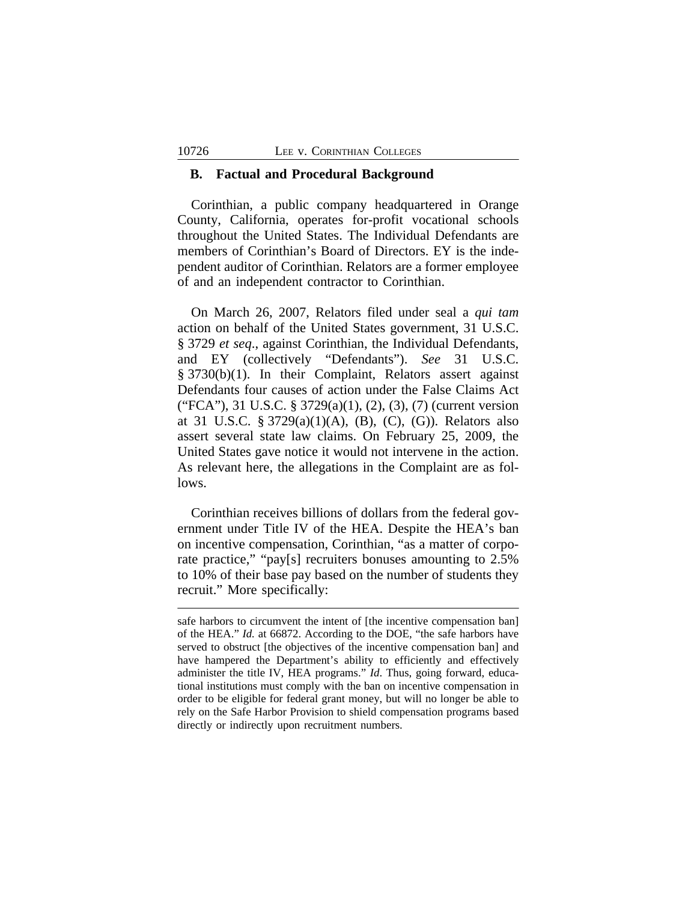### B. Factual and Procedural Background

Corinthian, a public company headquartered in Orange County, California, operates for-profit vocational schools throughout the United States. The Individual Defendants are members of Corinthian's Board of Directors. EY is the independent auditor of Corinthian. Relators are a former employee of and an independent contractor to Corinthian.

On March 26, 2007, Relators filed under seal a *qui tam* action on behalf of the United States government, 31 U.S.C. § 3729 *et seq*., against Corinthian, the Individual Defendants, and EY (collectively "Defendants"). *See* 31 U.S.C. § 3730(b)(1). In their Complaint, Relators assert against Defendants four causes of action under the False Claims Act ("FCA"), 31 U.S.C. § 3729(a)(1), (2), (3), (7) (current version at 31 U.S.C. § 3729(a)(1)(A), (B), (C), (G)). Relators also assert several state law claims. On February 25, 2009, the United States gave notice it would not intervene in the action. As relevant here, the allegations in the Complaint are as follows.

Corinthian receives billions of dollars from the federal government under Title IV of the HEA. Despite the HEA's ban on incentive compensation, Corinthian, "as a matter of corporate practice," "pay[s] recruiters bonuses amounting to 2.5% to 10% of their base pay based on the number of students they recruit." More specifically:

---

safe harbors to circumvent the intent of [the incentive compensation ban] of the HEA." *Id.* at 66872. According to the DOE, "the safe harbors have served to obstruct [the objectives of the incentive compensation ban] and have hampered the Department's ability to efficiently and effectively administer the title IV, HEA programs." *Id*. Thus, going forward, educational institutions must comply with the ban on incentive compensation in order to be eligible for federal grant money, but will no longer be able to rely on the Safe Harbor Provision to shield compensation programs based directly or indirectly upon recruitment numbers.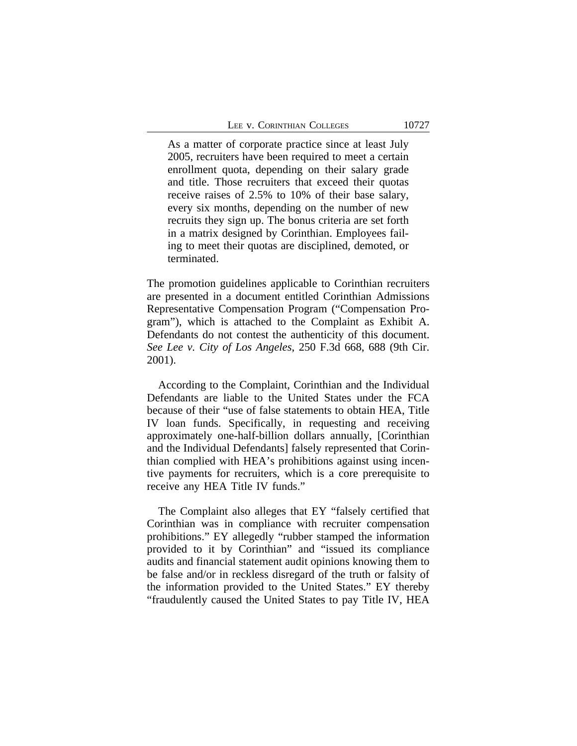> As a matter of corporate practice since at least July 2005, recruiters have been required to meet a certain enrollment quota, depending on their salary grade and title. Those recruiters that exceed their quotas receive raises of 2.5% to 10% of their base salary, every six months, depending on the number of new recruits they sign up. The bonus criteria are set forth in a matrix designed by Corinthian. Employees failing to meet their quotas are disciplined, demoted, or terminated.

The promotion guidelines applicable to Corinthian recruiters are presented in a document entitled Corinthian Admissions Representative Compensation Program ("Compensation Program"), which is attached to the Complaint as Exhibit A. Defendants do not contest the authenticity of this document. *See Lee v. City of Los Angeles*, 250 F.3d 668, 688 (9th Cir. 2001).

According to the Complaint, Corinthian and the Individual Defendants are liable to the United States under the FCA because of their "use of false statements to obtain HEA, Title IV loan funds. Specifically, in requesting and receiving approximately one-half-billion dollars annually, [Corinthian and the Individual Defendants] falsely represented that Corinthian complied with HEA's prohibitions against using incentive payments for recruiters, which is a core prerequisite to receive any HEA Title IV funds."

The Complaint also alleges that EY "falsely certified that Corinthian was in compliance with recruiter compensation prohibitions." EY allegedly "rubber stamped the information provided to it by Corinthian" and "issued its compliance audits and financial statement audit opinions knowing them to be false and/or in reckless disregard of the truth or falsity of the information provided to the United States." EY thereby "fraudulently caused the United States to pay Title IV, HEA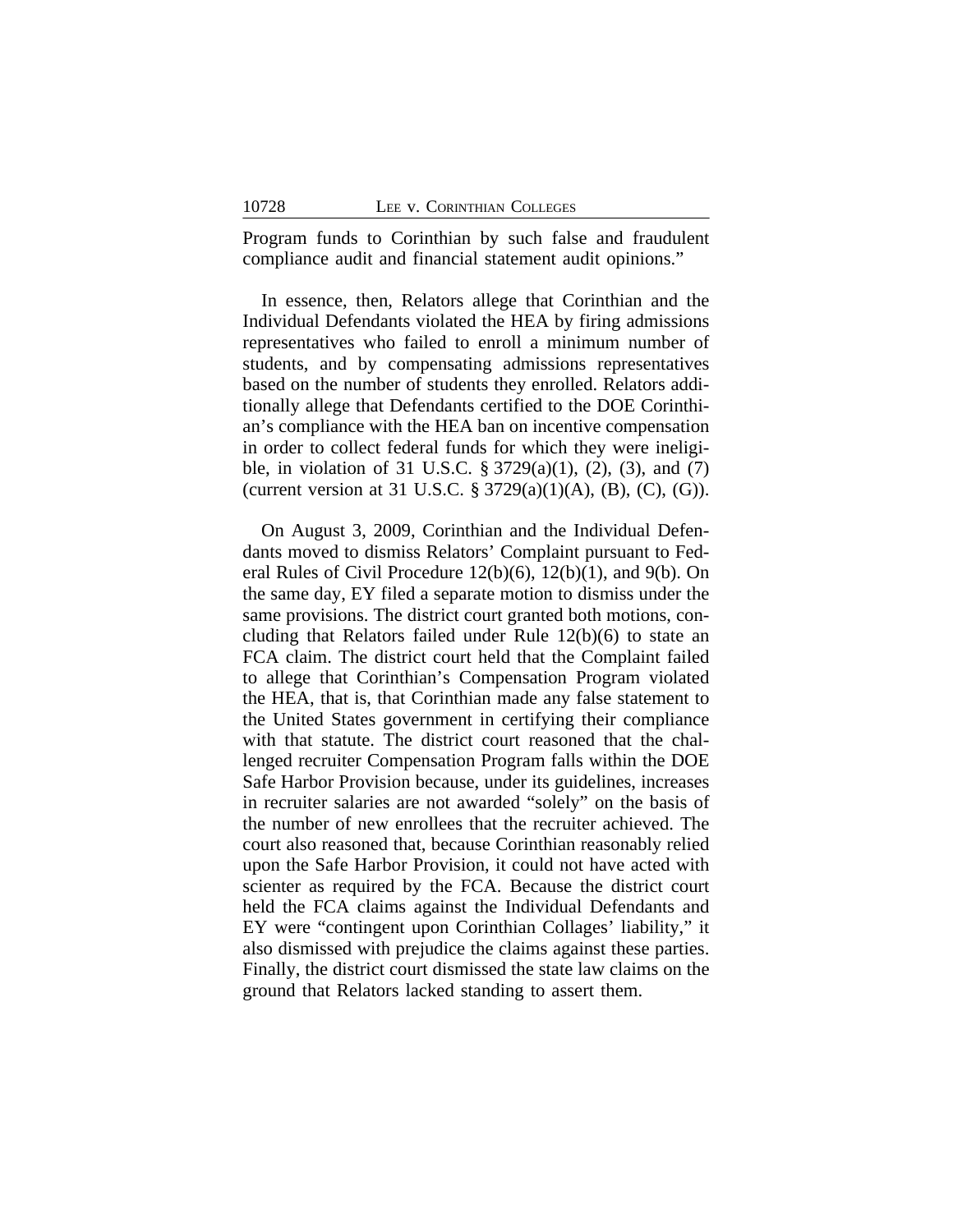Program funds to Corinthian by such false and fraudulent compliance audit and financial statement audit opinions."

In essence, then, Relators allege that Corinthian and the Individual Defendants violated the HEA by firing admissions representatives who failed to enroll a minimum number of students, and by compensating admissions representatives based on the number of students they enrolled. Relators additionally allege that Defendants certified to the DOE Corinthian's compliance with the HEA ban on incentive compensation in order to collect federal funds for which they were ineligible, in violation of 31 U.S.C. § 3729(a)(1), (2), (3), and (7) (current version at 31 U.S.C. § 3729(a)(1)(A), (B), (C), (G)).

On August 3, 2009, Corinthian and the Individual Defendants moved to dismiss Relators' Complaint pursuant to Federal Rules of Civil Procedure 12(b)(6), 12(b)(1), and 9(b). On the same day, EY filed a separate motion to dismiss under the same provisions. The district court granted both motions, concluding that Relators failed under Rule 12(b)(6) to state an FCA claim. The district court held that the Complaint failed to allege that Corinthian's Compensation Program violated the HEA, that is, that Corinthian made any false statement to the United States government in certifying their compliance with that statute. The district court reasoned that the challenged recruiter Compensation Program falls within the DOE Safe Harbor Provision because, under its guidelines, increases in recruiter salaries are not awarded "solely" on the basis of the number of new enrollees that the recruiter achieved. The court also reasoned that, because Corinthian reasonably relied upon the Safe Harbor Provision, it could not have acted with scienter as required by the FCA. Because the district court held the FCA claims against the Individual Defendants and EY were "contingent upon Corinthian Collages' liability," it also dismissed with prejudice the claims against these parties. Finally, the district court dismissed the state law claims on the ground that Relators lacked standing to assert them.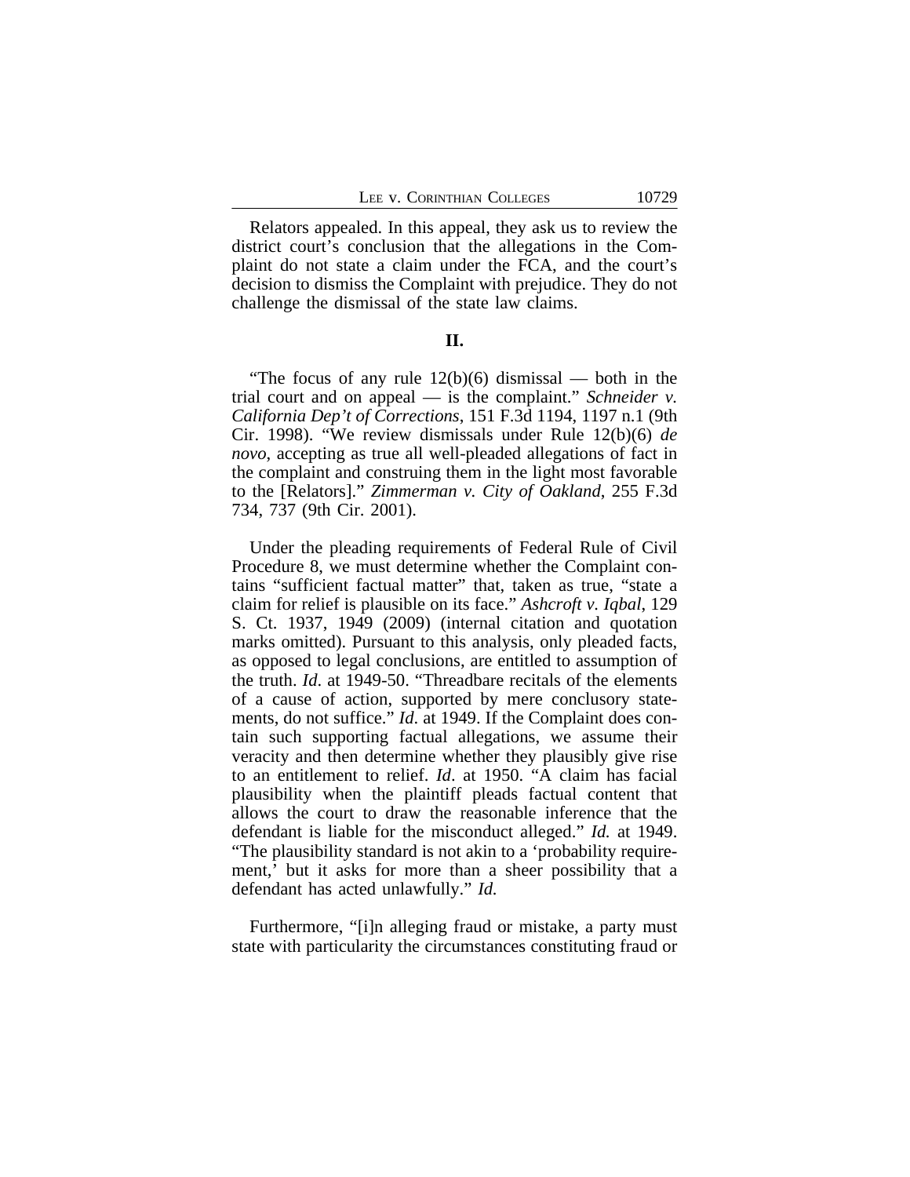Relators appealed. In this appeal, they ask us to review the district court's conclusion that the allegations in the Complaint do not state a claim under the FCA, and the court's decision to dismiss the Complaint with prejudice. They do not challenge the dismissal of the state law claims.

## II.

"The focus of any rule 12(b)(6) dismissal — both in the trial court and on appeal — is the complaint." *Schneider v. California Dep't of Corrections*, 151 F.3d 1194, 1197 n.1 (9th Cir. 1998). "We review dismissals under Rule 12(b)(6) *de novo*, accepting as true all well-pleaded allegations of fact in the complaint and construing them in the light most favorable to the [Relators]." *Zimmerman v. City of Oakland*, 255 F.3d 734, 737 (9th Cir. 2001).

Under the pleading requirements of Federal Rule of Civil Procedure 8, we must determine whether the Complaint contains "sufficient factual matter" that, taken as true, "state a claim for relief is plausible on its face." *Ashcroft v. Iqbal*, 129 S. Ct. 1937, 1949 (2009) (internal citation and quotation marks omitted). Pursuant to this analysis, only pleaded facts, as opposed to legal conclusions, are entitled to assumption of the truth. *Id*. at 1949-50. "Threadbare recitals of the elements of a cause of action, supported by mere conclusory statements, do not suffice." *Id.* at 1949. If the Complaint does contain such supporting factual allegations, we assume their veracity and then determine whether they plausibly give rise to an entitlement to relief. *Id*. at 1950. "A claim has facial plausibility when the plaintiff pleads factual content that allows the court to draw the reasonable inference that the defendant is liable for the misconduct alleged." *Id.* at 1949. "The plausibility standard is not akin to a 'probability requirement,' but it asks for more than a sheer possibility that a defendant has acted unlawfully." *Id.*

Furthermore, "[i]n alleging fraud or mistake, a party must state with particularity the circumstances constituting fraud or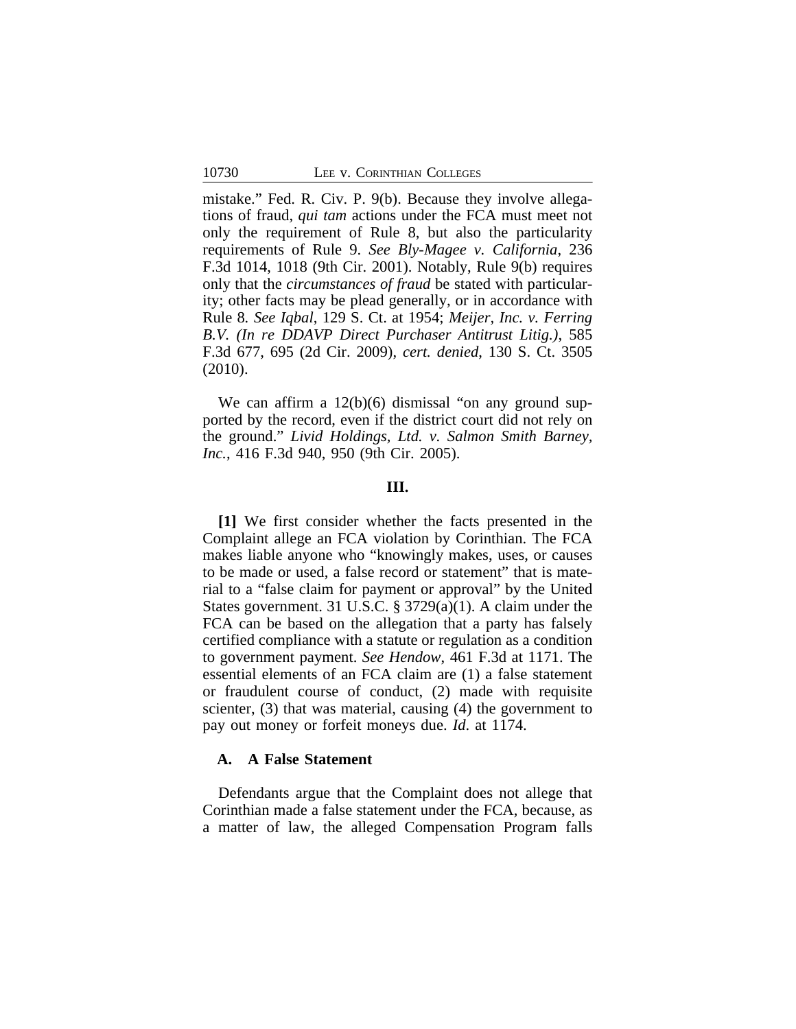mistake." Fed. R. Civ. P. 9(b). Because they involve allegations of fraud, *qui tam* actions under the FCA must meet not only the requirement of Rule 8, but also the particularity requirements of Rule 9. *See Bly-Magee v. California*, 236 F.3d 1014, 1018 (9th Cir. 2001). Notably, Rule 9(b) requires only that the *circumstances of fraud* be stated with particularity; other facts may be plead generally, or in accordance with Rule 8. *See Iqbal*, 129 S. Ct. at 1954; *Meijer, Inc. v. Ferring B.V. (In re DDAVP Direct Purchaser Antitrust Litig.)*, 585 F.3d 677, 695 (2d Cir. 2009), *cert. denied*, 130 S. Ct. 3505 (2010).

We can affirm a 12(b)(6) dismissal "on any ground supported by the record, even if the district court did not rely on the ground." *Livid Holdings, Ltd. v. Salmon Smith Barney, Inc.*, 416 F.3d 940, 950 (9th Cir. 2005).

## III.

**[1]** We first consider whether the facts presented in the Complaint allege an FCA violation by Corinthian. The FCA makes liable anyone who "knowingly makes, uses, or causes to be made or used, a false record or statement" that is material to a "false claim for payment or approval" by the United States government. 31 U.S.C. § 3729(a)(1). A claim under the FCA can be based on the allegation that a party has falsely certified compliance with a statute or regulation as a condition to government payment. *See Hendow*, 461 F.3d at 1171. The essential elements of an FCA claim are (1) a false statement or fraudulent course of conduct, (2) made with requisite scienter, (3) that was material, causing (4) the government to pay out money or forfeit moneys due. *Id*. at 1174.

### A. A False Statement

Defendants argue that the Complaint does not allege that Corinthian made a false statement under the FCA, because, as a matter of law, the alleged Compensation Program falls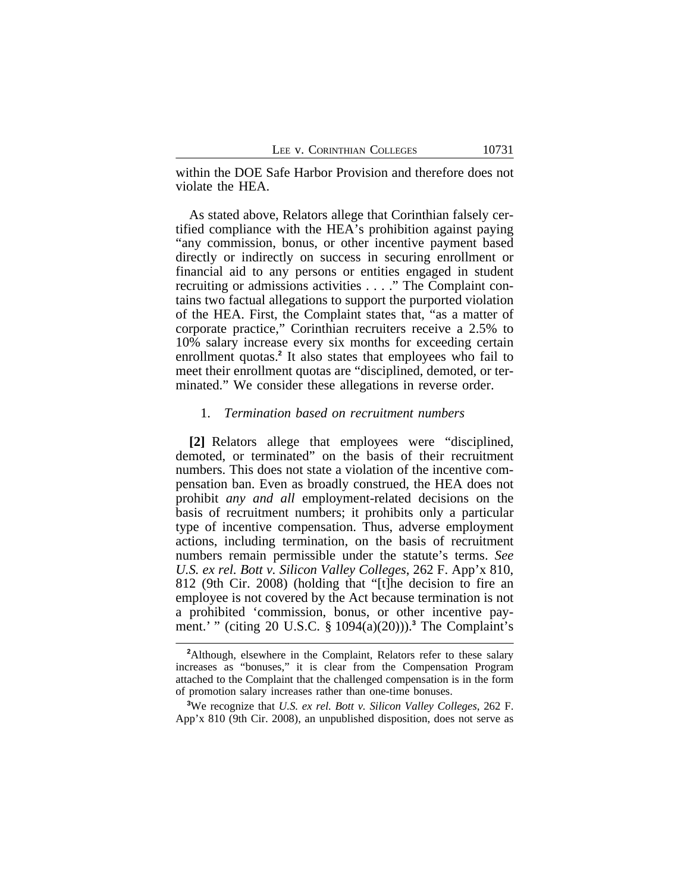within the DOE Safe Harbor Provision and therefore does not violate the HEA.

As stated above, Relators allege that Corinthian falsely certified compliance with the HEA's prohibition against paying "any commission, bonus, or other incentive payment based directly or indirectly on success in securing enrollment or financial aid to any persons or entities engaged in student recruiting or admissions activities . . . ." The Complaint contains two factual allegations to support the purported violation of the HEA. First, the Complaint states that, "as a matter of corporate practice," Corinthian recruiters receive a 2.5% to 10% salary increase every six months for exceeding certain enrollment quotas.[2] It also states that employees who fail to meet their enrollment quotas are "disciplined, demoted, or terminated." We consider these allegations in reverse order.

### 1. *Termination based on recruitment numbers*

**[2]** Relators allege that employees were "disciplined, demoted, or terminated" on the basis of their recruitment numbers. This does not state a violation of the incentive compensation ban. Even as broadly construed, the HEA does not prohibit *any and all* employment-related decisions on the basis of recruitment numbers; it prohibits only a particular type of incentive compensation. Thus, adverse employment actions, including termination, on the basis of recruitment numbers remain permissible under the statute's terms. *See U.S. ex rel. Bott v. Silicon Valley Colleges*, 262 F. App'x 810, 812 (9th Cir. 2008) (holding that "[t]he decision to fire an employee is not covered by the Act because termination is not a prohibited 'commission, bonus, or other incentive payment.' " (citing 20 U.S.C. § 1094(a)(20))).[3] The Complaint's

---

[2] Although, elsewhere in the Complaint, Relators refer to these salary increases as "bonuses," it is clear from the Compensation Program attached to the Complaint that the challenged compensation is in the form of promotion salary increases rather than one-time bonuses.

[3] We recognize that *U.S. ex rel. Bott v. Silicon Valley Colleges*, 262 F. App'x 810 (9th Cir. 2008), an unpublished disposition, does not serve as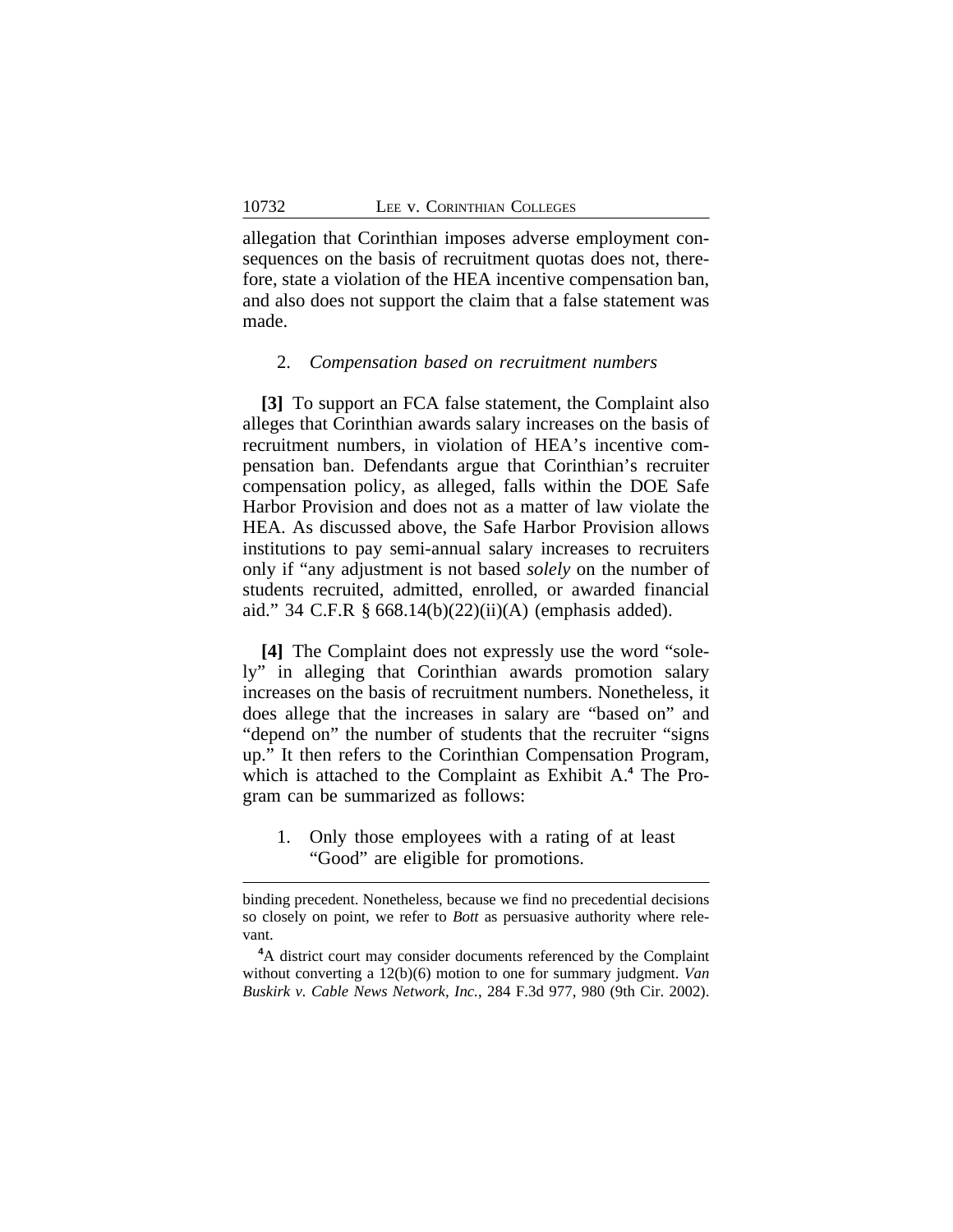allegation that Corinthian imposes adverse employment consequences on the basis of recruitment quotas does not, therefore, state a violation of the HEA incentive compensation ban, and also does not support the claim that a false statement was made.

2. *Compensation based on recruitment numbers*

**[3]** To support an FCA false statement, the Complaint also alleges that Corinthian awards salary increases on the basis of recruitment numbers, in violation of HEA's incentive compensation ban. Defendants argue that Corinthian's recruiter compensation policy, as alleged, falls within the DOE Safe Harbor Provision and does not as a matter of law violate the HEA. As discussed above, the Safe Harbor Provision allows institutions to pay semi-annual salary increases to recruiters only if "any adjustment is not based *solely* on the number of students recruited, admitted, enrolled, or awarded financial aid." 34 C.F.R § 668.14(b)(22)(ii)(A) (emphasis added).

**[4]** The Complaint does not expressly use the word "solely" in alleging that Corinthian awards promotion salary increases on the basis of recruitment numbers. Nonetheless, it does allege that the increases in salary are "based on" and "depend on" the number of students that the recruiter "signs up." It then refers to the Corinthian Compensation Program, which is attached to the Complaint as Exhibit A.[4] The Program can be summarized as follows:

1. Only those employees with a rating of at least "Good" are eligible for promotions.

---

binding precedent. Nonetheless, because we find no precedential decisions so closely on point, we refer to *Bott* as persuasive authority where relevant.

[4]A district court may consider documents referenced by the Complaint without converting a 12(b)(6) motion to one for summary judgment. *Van Buskirk v. Cable News Network, Inc.*, 284 F.3d 977, 980 (9th Cir. 2002).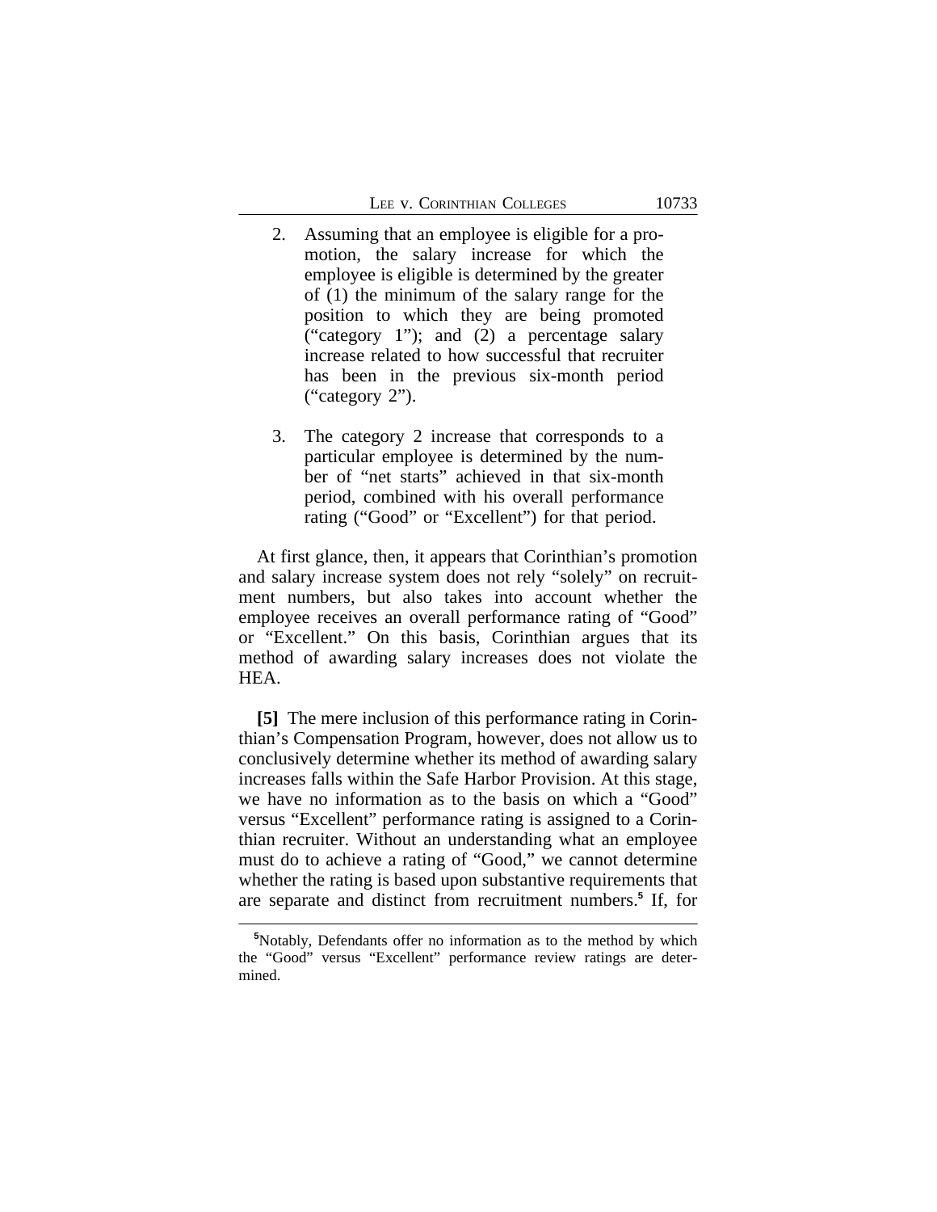2. Assuming that an employee is eligible for a promotion, the salary increase for which the employee is eligible is determined by the greater of (1) the minimum of the salary range for the position to which they are being promoted ("category 1"); and (2) a percentage salary increase related to how successful that recruiter has been in the previous six-month period ("category 2").

3. The category 2 increase that corresponds to a particular employee is determined by the number of "net starts" achieved in that six-month period, combined with his overall performance rating ("Good" or "Excellent") for that period.

At first glance, then, it appears that Corinthian's promotion and salary increase system does not rely "solely" on recruitment numbers, but also takes into account whether the employee receives an overall performance rating of "Good" or "Excellent." On this basis, Corinthian argues that its method of awarding salary increases does not violate the HEA.

**[5]** The mere inclusion of this performance rating in Corinthian's Compensation Program, however, does not allow us to conclusively determine whether its method of awarding salary increases falls within the Safe Harbor Provision. At this stage, we have no information as to the basis on which a "Good" versus "Excellent" performance rating is assigned to a Corinthian recruiter. Without an understanding what an employee must do to achieve a rating of "Good," we cannot determine whether the rating is based upon substantive requirements that are separate and distinct from recruitment numbers.[5] If, for

[5]Notably, Defendants offer no information as to the method by which the "Good" versus "Excellent" performance review ratings are determined.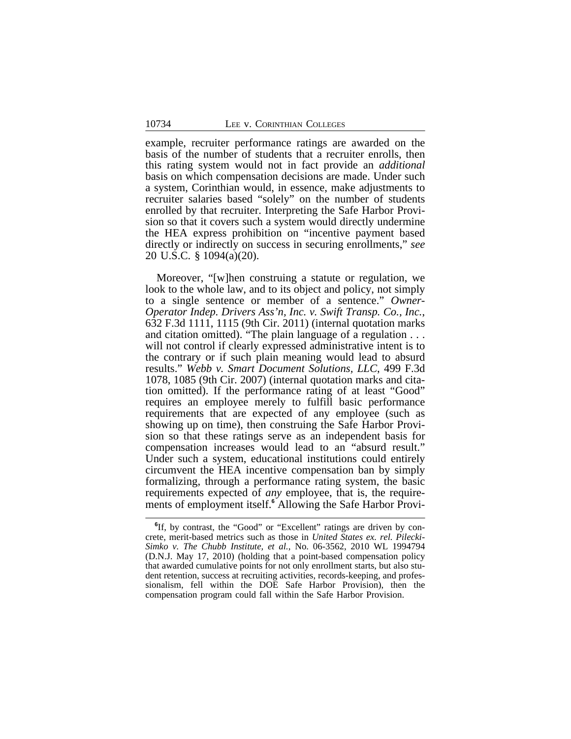example, recruiter performance ratings are awarded on the basis of the number of students that a recruiter enrolls, then this rating system would not in fact provide an *additional* basis on which compensation decisions are made. Under such a system, Corinthian would, in essence, make adjustments to recruiter salaries based "solely" on the number of students enrolled by that recruiter. Interpreting the Safe Harbor Provision so that it covers such a system would directly undermine the HEA express prohibition on "incentive payment based directly or indirectly on success in securing enrollments," *see* 20 U.S.C. § 1094(a)(20).

Moreover, "[w]hen construing a statute or regulation, we look to the whole law, and to its object and policy, not simply to a single sentence or member of a sentence." *Owner-Operator Indep. Drivers Ass'n, Inc. v. Swift Transp. Co., Inc.*, 632 F.3d 1111, 1115 (9th Cir. 2011) (internal quotation marks and citation omitted). "The plain language of a regulation . . . will not control if clearly expressed administrative intent is to the contrary or if such plain meaning would lead to absurd results." *Webb v. Smart Document Solutions, LLC*, 499 F.3d 1078, 1085 (9th Cir. 2007) (internal quotation marks and citation omitted). If the performance rating of at least "Good" requires an employee merely to fulfill basic performance requirements that are expected of any employee (such as showing up on time), then construing the Safe Harbor Provision so that these ratings serve as an independent basis for compensation increases would lead to an "absurd result." Under such a system, educational institutions could entirely circumvent the HEA incentive compensation ban by simply formalizing, through a performance rating system, the basic requirements expected of *any* employee, that is, the requirements of employment itself.[6] Allowing the Safe Harbor Provi-

[6] If, by contrast, the "Good" or "Excellent" ratings are driven by concrete, merit-based metrics such as those in *United States ex. rel. Pilecki-Simko v. The Chubb Institute, et al.*, No. 06-3562, 2010 WL 1994794 (D.N.J. May 17, 2010) (holding that a point-based compensation policy that awarded cumulative points for not only enrollment starts, but also student retention, success at recruiting activities, records-keeping, and professionalism, fell within the DOE Safe Harbor Provision), then the compensation program could fall within the Safe Harbor Provision.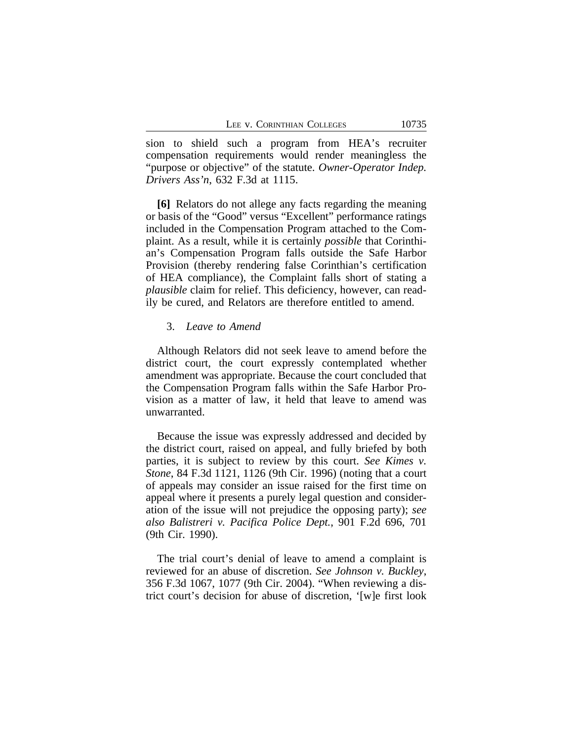sion to shield such a program from HEA's recruiter compensation requirements would render meaningless the "purpose or objective" of the statute. *Owner-Operator Indep. Drivers Ass'n*, 632 F.3d at 1115.

**[6]** Relators do not allege any facts regarding the meaning or basis of the "Good" versus "Excellent" performance ratings included in the Compensation Program attached to the Complaint. As a result, while it is certainly *possible* that Corinthian's Compensation Program falls outside the Safe Harbor Provision (thereby rendering false Corinthian's certification of HEA compliance), the Complaint falls short of stating a *plausible* claim for relief. This deficiency, however, can readily be cured, and Relators are therefore entitled to amend.

3. *Leave to Amend*

Although Relators did not seek leave to amend before the district court, the court expressly contemplated whether amendment was appropriate. Because the court concluded that the Compensation Program falls within the Safe Harbor Provision as a matter of law, it held that leave to amend was unwarranted.

Because the issue was expressly addressed and decided by the district court, raised on appeal, and fully briefed by both parties, it is subject to review by this court. *See Kimes v. Stone*, 84 F.3d 1121, 1126 (9th Cir. 1996) (noting that a court of appeals may consider an issue raised for the first time on appeal where it presents a purely legal question and consideration of the issue will not prejudice the opposing party); *see also Balistreri v. Pacifica Police Dept.*, 901 F.2d 696, 701 (9th Cir. 1990).

The trial court's denial of leave to amend a complaint is reviewed for an abuse of discretion. *See Johnson v. Buckley*, 356 F.3d 1067, 1077 (9th Cir. 2004). "When reviewing a district court's decision for abuse of discretion, '[w]e first look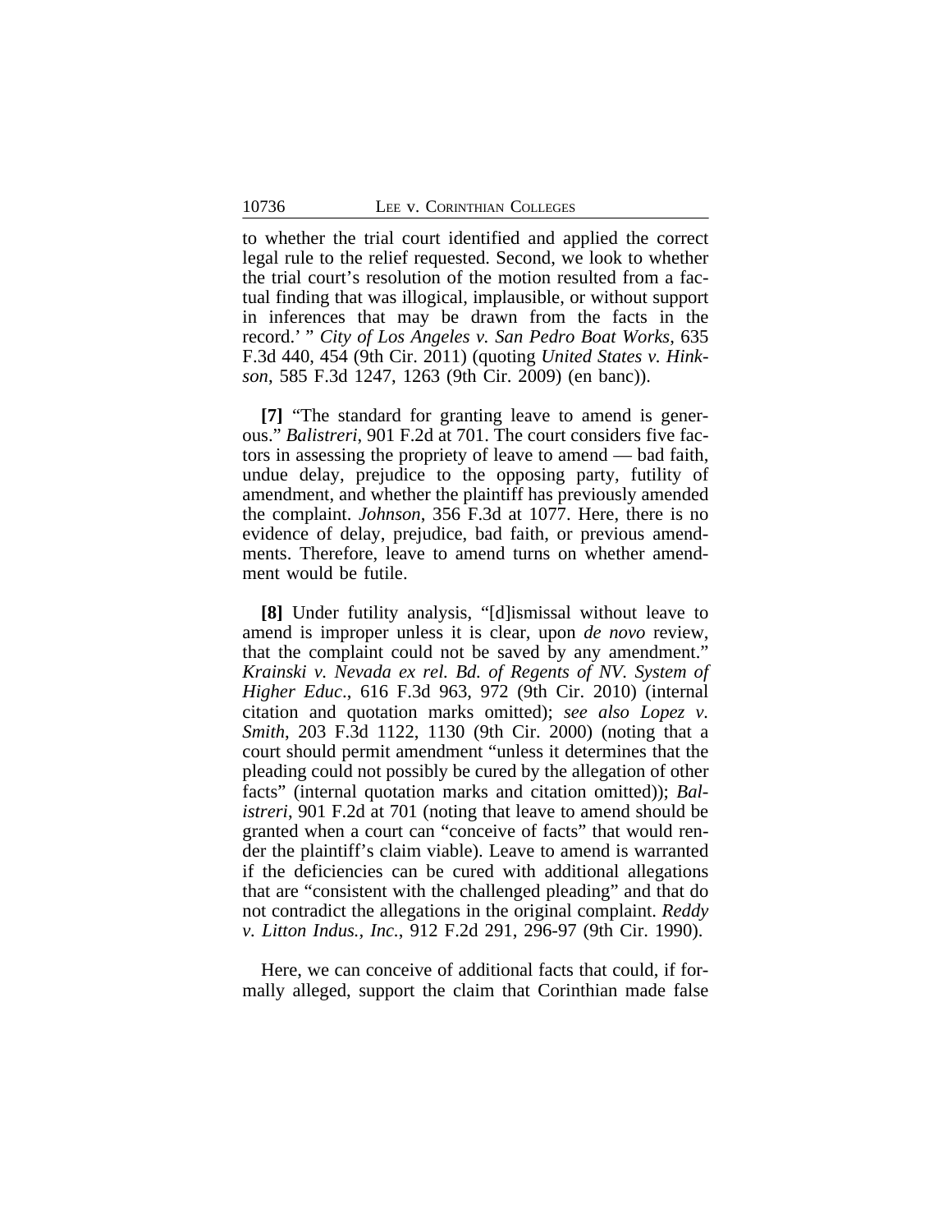to whether the trial court identified and applied the correct legal rule to the relief requested. Second, we look to whether the trial court's resolution of the motion resulted from a factual finding that was illogical, implausible, or without support in inferences that may be drawn from the facts in the record.' " *City of Los Angeles v. San Pedro Boat Works*, 635 F.3d 440, 454 (9th Cir. 2011) (quoting *United States v. Hinkson*, 585 F.3d 1247, 1263 (9th Cir. 2009) (en banc)).

**[7]** "The standard for granting leave to amend is generous." *Balistreri*, 901 F.2d at 701. The court considers five factors in assessing the propriety of leave to amend — bad faith, undue delay, prejudice to the opposing party, futility of amendment, and whether the plaintiff has previously amended the complaint. *Johnson*, 356 F.3d at 1077. Here, there is no evidence of delay, prejudice, bad faith, or previous amendments. Therefore, leave to amend turns on whether amendment would be futile.

**[8]** Under futility analysis, "[d]ismissal without leave to amend is improper unless it is clear, upon *de novo* review, that the complaint could not be saved by any amendment." *Krainski v. Nevada ex rel. Bd. of Regents of NV. System of Higher Educ*., 616 F.3d 963, 972 (9th Cir. 2010) (internal citation and quotation marks omitted); *see also Lopez v. Smith*, 203 F.3d 1122, 1130 (9th Cir. 2000) (noting that a court should permit amendment "unless it determines that the pleading could not possibly be cured by the allegation of other facts" (internal quotation marks and citation omitted)); *Balistreri*, 901 F.2d at 701 (noting that leave to amend should be granted when a court can "conceive of facts" that would render the plaintiff's claim viable). Leave to amend is warranted if the deficiencies can be cured with additional allegations that are "consistent with the challenged pleading" and that do not contradict the allegations in the original complaint. *Reddy v. Litton Indus., Inc.*, 912 F.2d 291, 296-97 (9th Cir. 1990).

Here, we can conceive of additional facts that could, if formally alleged, support the claim that Corinthian made false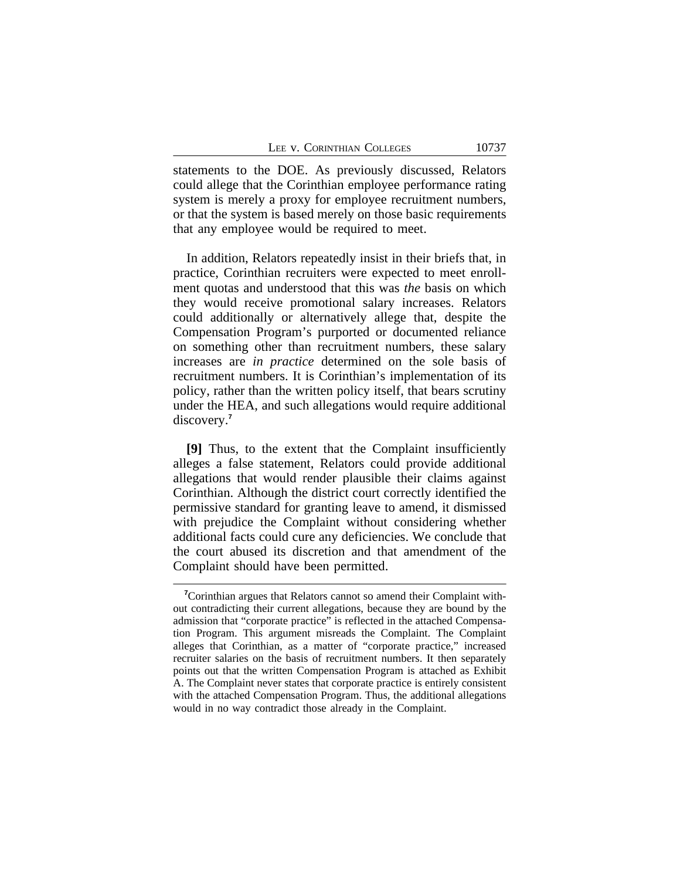statements to the DOE. As previously discussed, Relators could allege that the Corinthian employee performance rating system is merely a proxy for employee recruitment numbers, or that the system is based merely on those basic requirements that any employee would be required to meet.

In addition, Relators repeatedly insist in their briefs that, in practice, Corinthian recruiters were expected to meet enrollment quotas and understood that this was *the* basis on which they would receive promotional salary increases. Relators could additionally or alternatively allege that, despite the Compensation Program's purported or documented reliance on something other than recruitment numbers, these salary increases are *in practice* determined on the sole basis of recruitment numbers. It is Corinthian's implementation of its policy, rather than the written policy itself, that bears scrutiny under the HEA, and such allegations would require additional discovery.[7]

**[9]** Thus, to the extent that the Complaint insufficiently alleges a false statement, Relators could provide additional allegations that would render plausible their claims against Corinthian. Although the district court correctly identified the permissive standard for granting leave to amend, it dismissed with prejudice the Complaint without considering whether additional facts could cure any deficiencies. We conclude that the court abused its discretion and that amendment of the Complaint should have been permitted.

[7]Corinthian argues that Relators cannot so amend their Complaint without contradicting their current allegations, because they are bound by the admission that "corporate practice" is reflected in the attached Compensation Program. This argument misreads the Complaint. The Complaint alleges that Corinthian, as a matter of "corporate practice," increased recruiter salaries on the basis of recruitment numbers. It then separately points out that the written Compensation Program is attached as Exhibit A. The Complaint never states that corporate practice is entirely consistent with the attached Compensation Program. Thus, the additional allegations would in no way contradict those already in the Complaint.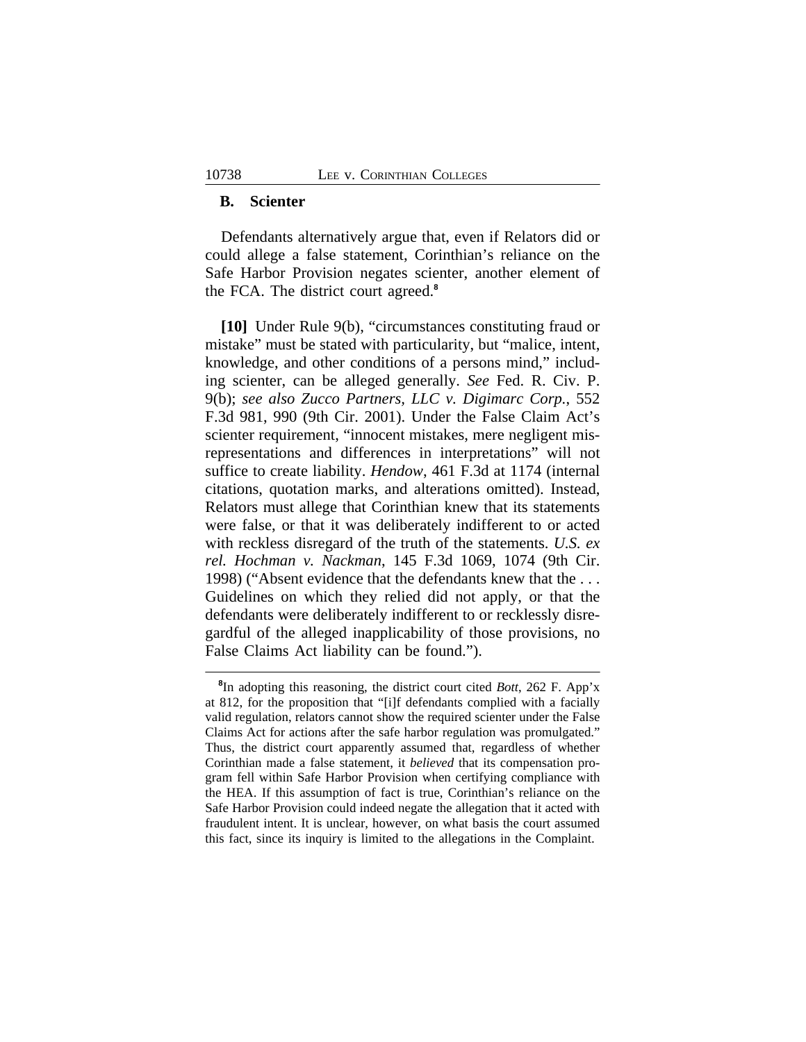## B. Scienter

Defendants alternatively argue that, even if Relators did or could allege a false statement, Corinthian's reliance on the Safe Harbor Provision negates scienter, another element of the FCA. The district court agreed.[8]

**[10]** Under Rule 9(b), "circumstances constituting fraud or mistake" must be stated with particularity, but "malice, intent, knowledge, and other conditions of a persons mind," including scienter, can be alleged generally. *See* Fed. R. Civ. P. 9(b); *see also Zucco Partners, LLC v. Digimarc Corp.*, 552 F.3d 981, 990 (9th Cir. 2001). Under the False Claim Act's scienter requirement, "innocent mistakes, mere negligent misrepresentations and differences in interpretations" will not suffice to create liability. *Hendow*, 461 F.3d at 1174 (internal citations, quotation marks, and alterations omitted). Instead, Relators must allege that Corinthian knew that its statements were false, or that it was deliberately indifferent to or acted with reckless disregard of the truth of the statements. *U.S. ex rel. Hochman v. Nackman*, 145 F.3d 1069, 1074 (9th Cir. 1998) ("Absent evidence that the defendants knew that the . . . Guidelines on which they relied did not apply, or that the defendants were deliberately indifferent to or recklessly disregardful of the alleged inapplicability of those provisions, no False Claims Act liability can be found.").

---

[8]In adopting this reasoning, the district court cited *Bott*, 262 F. App'x at 812, for the proposition that "[i]f defendants complied with a facially valid regulation, relators cannot show the required scienter under the False Claims Act for actions after the safe harbor regulation was promulgated." Thus, the district court apparently assumed that, regardless of whether Corinthian made a false statement, it *believed* that its compensation program fell within Safe Harbor Provision when certifying compliance with the HEA. If this assumption of fact is true, Corinthian's reliance on the Safe Harbor Provision could indeed negate the allegation that it acted with fraudulent intent. It is unclear, however, on what basis the court assumed this fact, since its inquiry is limited to the allegations in the Complaint.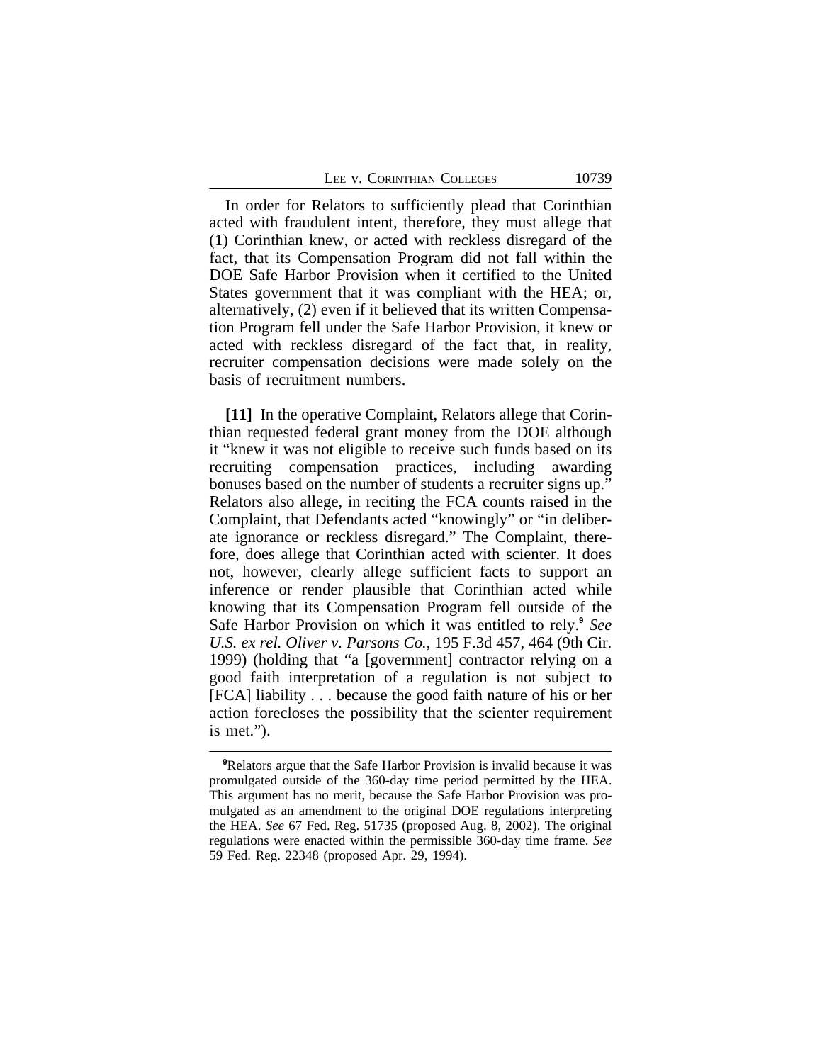In order for Relators to sufficiently plead that Corinthian acted with fraudulent intent, therefore, they must allege that (1) Corinthian knew, or acted with reckless disregard of the fact, that its Compensation Program did not fall within the DOE Safe Harbor Provision when it certified to the United States government that it was compliant with the HEA; or, alternatively, (2) even if it believed that its written Compensation Program fell under the Safe Harbor Provision, it knew or acted with reckless disregard of the fact that, in reality, recruiter compensation decisions were made solely on the basis of recruitment numbers.

**[11]** In the operative Complaint, Relators allege that Corinthian requested federal grant money from the DOE although it "knew it was not eligible to receive such funds based on its recruiting compensation practices, including awarding bonuses based on the number of students a recruiter signs up." Relators also allege, in reciting the FCA counts raised in the Complaint, that Defendants acted "knowingly" or "in deliberate ignorance or reckless disregard." The Complaint, therefore, does allege that Corinthian acted with scienter. It does not, however, clearly allege sufficient facts to support an inference or render plausible that Corinthian acted while knowing that its Compensation Program fell outside of the Safe Harbor Provision on which it was entitled to rely.[9] *See U.S. ex rel. Oliver v. Parsons Co.*, 195 F.3d 457, 464 (9th Cir. 1999) (holding that "a [government] contractor relying on a good faith interpretation of a regulation is not subject to [FCA] liability . . . because the good faith nature of his or her action forecloses the possibility that the scienter requirement is met.").

---

[9]Relators argue that the Safe Harbor Provision is invalid because it was promulgated outside of the 360-day time period permitted by the HEA. This argument has no merit, because the Safe Harbor Provision was promulgated as an amendment to the original DOE regulations interpreting the HEA. *See* 67 Fed. Reg. 51735 (proposed Aug. 8, 2002). The original regulations were enacted within the permissible 360-day time frame. *See* 59 Fed. Reg. 22348 (proposed Apr. 29, 1994).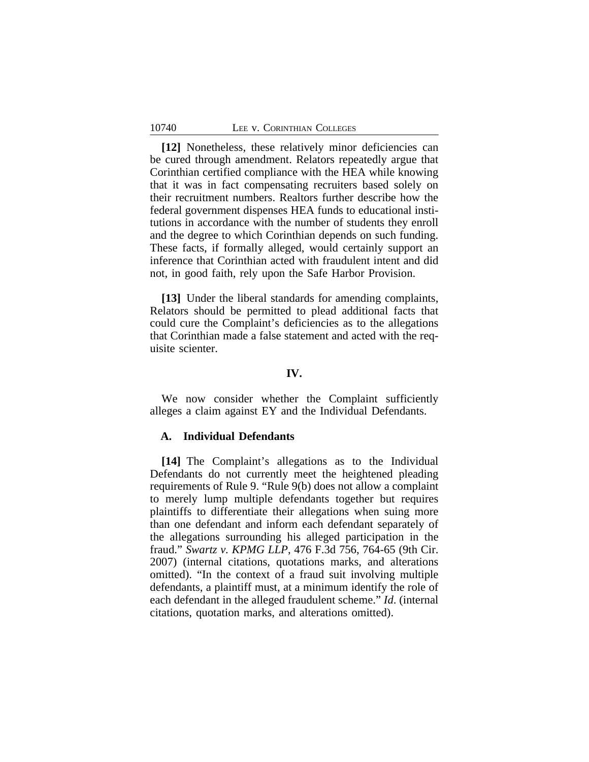**[12]** Nonetheless, these relatively minor deficiencies can be cured through amendment. Relators repeatedly argue that Corinthian certified compliance with the HEA while knowing that it was in fact compensating recruiters based solely on their recruitment numbers. Realtors further describe how the federal government dispenses HEA funds to educational institutions in accordance with the number of students they enroll and the degree to which Corinthian depends on such funding. These facts, if formally alleged, would certainly support an inference that Corinthian acted with fraudulent intent and did not, in good faith, rely upon the Safe Harbor Provision.

**[13]** Under the liberal standards for amending complaints, Relators should be permitted to plead additional facts that could cure the Complaint's deficiencies as to the allegations that Corinthian made a false statement and acted with the requisite scienter.

## IV.

We now consider whether the Complaint sufficiently alleges a claim against EY and the Individual Defendants.

### A. Individual Defendants

**[14]** The Complaint's allegations as to the Individual Defendants do not currently meet the heightened pleading requirements of Rule 9. "Rule 9(b) does not allow a complaint to merely lump multiple defendants together but requires plaintiffs to differentiate their allegations when suing more than one defendant and inform each defendant separately of the allegations surrounding his alleged participation in the fraud." *Swartz v. KPMG LLP*, 476 F.3d 756, 764-65 (9th Cir. 2007) (internal citations, quotations marks, and alterations omitted). "In the context of a fraud suit involving multiple defendants, a plaintiff must, at a minimum identify the role of each defendant in the alleged fraudulent scheme." *Id.* (internal citations, quotation marks, and alterations omitted).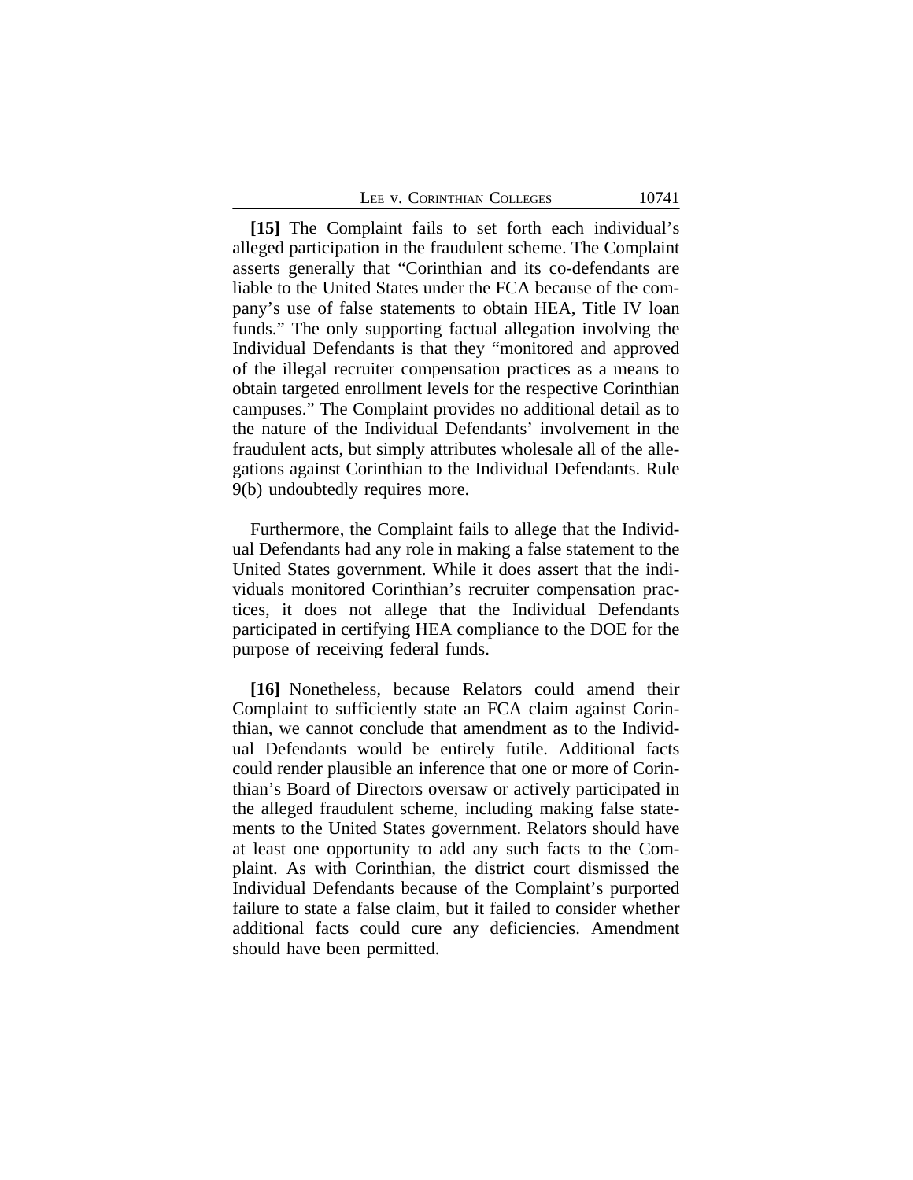**[15]** The Complaint fails to set forth each individual's alleged participation in the fraudulent scheme. The Complaint asserts generally that "Corinthian and its co-defendants are liable to the United States under the FCA because of the company's use of false statements to obtain HEA, Title IV loan funds." The only supporting factual allegation involving the Individual Defendants is that they "monitored and approved of the illegal recruiter compensation practices as a means to obtain targeted enrollment levels for the respective Corinthian campuses." The Complaint provides no additional detail as to the nature of the Individual Defendants' involvement in the fraudulent acts, but simply attributes wholesale all of the allegations against Corinthian to the Individual Defendants. Rule 9(b) undoubtedly requires more.

Furthermore, the Complaint fails to allege that the Individual Defendants had any role in making a false statement to the United States government. While it does assert that the individuals monitored Corinthian's recruiter compensation practices, it does not allege that the Individual Defendants participated in certifying HEA compliance to the DOE for the purpose of receiving federal funds.

**[16]** Nonetheless, because Relators could amend their Complaint to sufficiently state an FCA claim against Corinthian, we cannot conclude that amendment as to the Individual Defendants would be entirely futile. Additional facts could render plausible an inference that one or more of Corinthian's Board of Directors oversaw or actively participated in the alleged fraudulent scheme, including making false statements to the United States government. Relators should have at least one opportunity to add any such facts to the Complaint. As with Corinthian, the district court dismissed the Individual Defendants because of the Complaint's purported failure to state a false claim, but it failed to consider whether additional facts could cure any deficiencies. Amendment should have been permitted.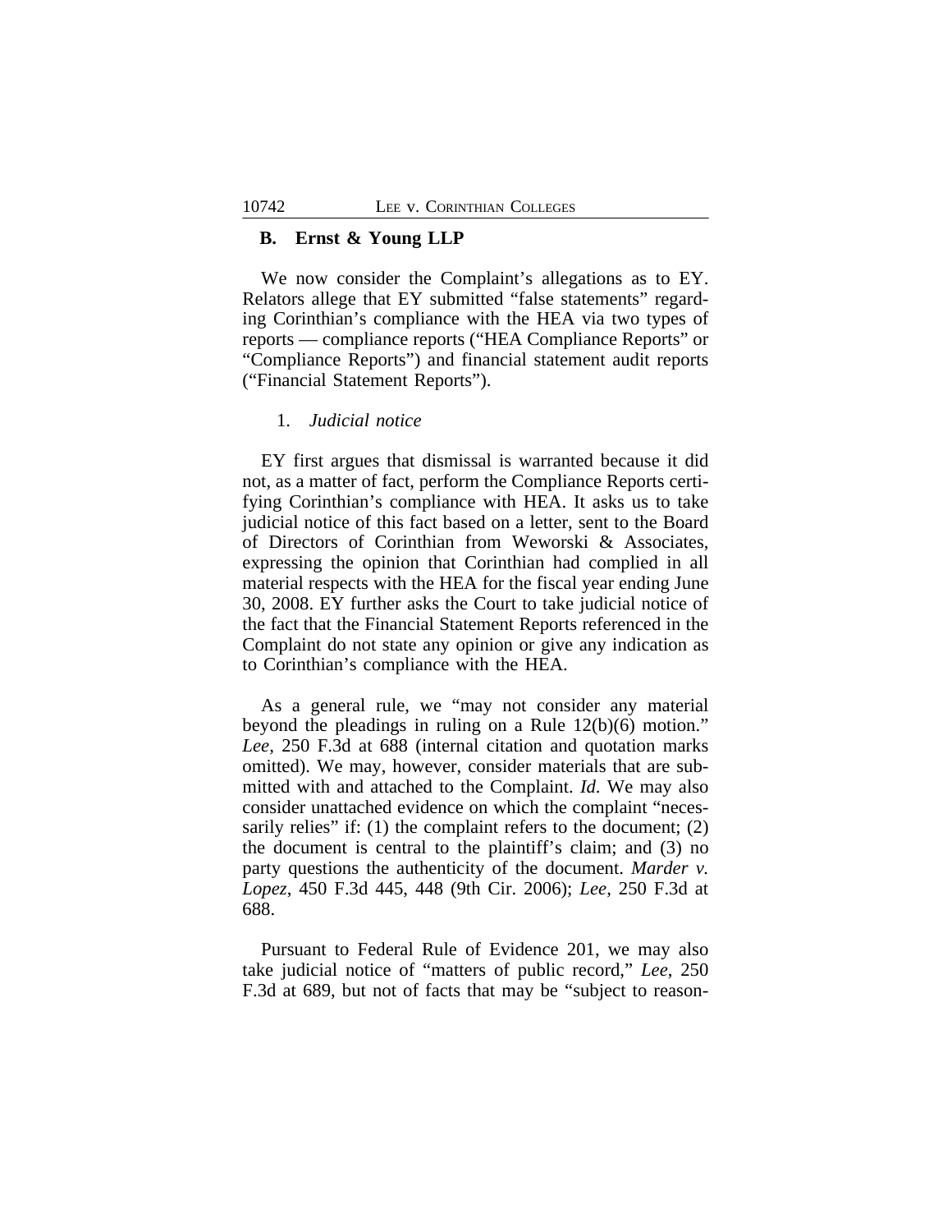## B. Ernst & Young LLP

We now consider the Complaint's allegations as to EY. Relators allege that EY submitted "false statements" regarding Corinthian's compliance with the HEA via two types of reports — compliance reports ("HEA Compliance Reports" or "Compliance Reports") and financial statement audit reports ("Financial Statement Reports").

### 1. *Judicial notice*

EY first argues that dismissal is warranted because it did not, as a matter of fact, perform the Compliance Reports certifying Corinthian's compliance with HEA. It asks us to take judicial notice of this fact based on a letter, sent to the Board of Directors of Corinthian from Weworski & Associates, expressing the opinion that Corinthian had complied in all material respects with the HEA for the fiscal year ending June 30, 2008. EY further asks the Court to take judicial notice of the fact that the Financial Statement Reports referenced in the Complaint do not state any opinion or give any indication as to Corinthian's compliance with the HEA.

As a general rule, we "may not consider any material beyond the pleadings in ruling on a Rule 12(b)(6) motion." *Lee*, 250 F.3d at 688 (internal citation and quotation marks omitted). We may, however, consider materials that are submitted with and attached to the Complaint. *Id.* We may also consider unattached evidence on which the complaint "necessarily relies" if: (1) the complaint refers to the document; (2) the document is central to the plaintiff's claim; and (3) no party questions the authenticity of the document. *Marder v. Lopez*, 450 F.3d 445, 448 (9th Cir. 2006); *Lee*, 250 F.3d at 688.

Pursuant to Federal Rule of Evidence 201, we may also take judicial notice of "matters of public record," *Lee*, 250 F.3d at 689, but not of facts that may be "subject to reason-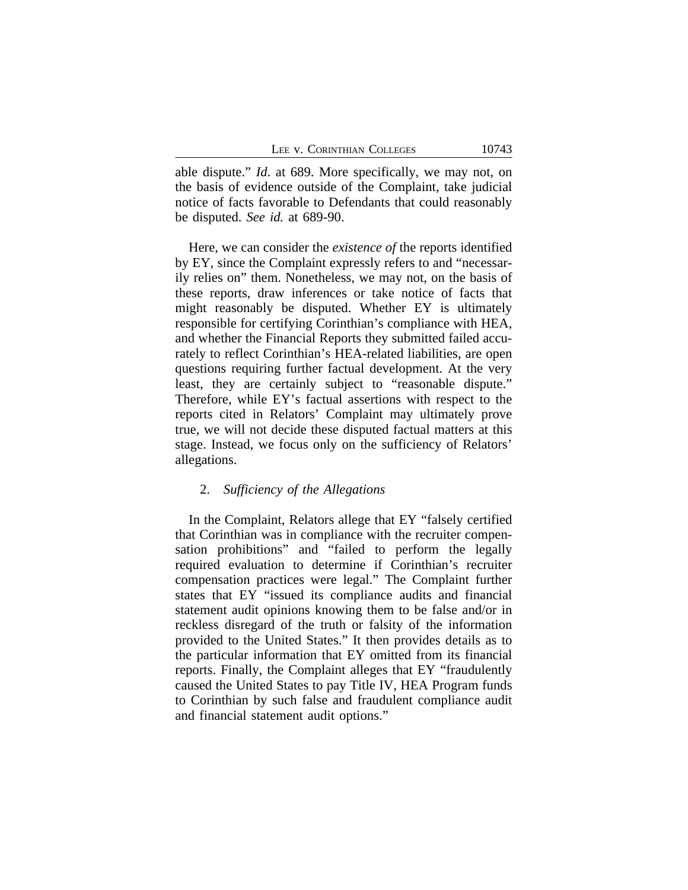able dispute." *Id*. at 689. More specifically, we may not, on the basis of evidence outside of the Complaint, take judicial notice of facts favorable to Defendants that could reasonably be disputed. *See id.* at 689-90.

Here, we can consider the *existence of* the reports identified by EY, since the Complaint expressly refers to and "necessarily relies on" them. Nonetheless, we may not, on the basis of these reports, draw inferences or take notice of facts that might reasonably be disputed. Whether EY is ultimately responsible for certifying Corinthian's compliance with HEA, and whether the Financial Reports they submitted failed accurately to reflect Corinthian's HEA-related liabilities, are open questions requiring further factual development. At the very least, they are certainly subject to "reasonable dispute." Therefore, while EY's factual assertions with respect to the reports cited in Relators' Complaint may ultimately prove true, we will not decide these disputed factual matters at this stage. Instead, we focus only on the sufficiency of Relators' allegations.

### 2. *Sufficiency of the Allegations*

In the Complaint, Relators allege that EY "falsely certified that Corinthian was in compliance with the recruiter compensation prohibitions" and "failed to perform the legally required evaluation to determine if Corinthian's recruiter compensation practices were legal." The Complaint further states that EY "issued its compliance audits and financial statement audit opinions knowing them to be false and/or in reckless disregard of the truth or falsity of the information provided to the United States." It then provides details as to the particular information that EY omitted from its financial reports. Finally, the Complaint alleges that EY "fraudulently caused the United States to pay Title IV, HEA Program funds to Corinthian by such false and fraudulent compliance audit and financial statement audit options."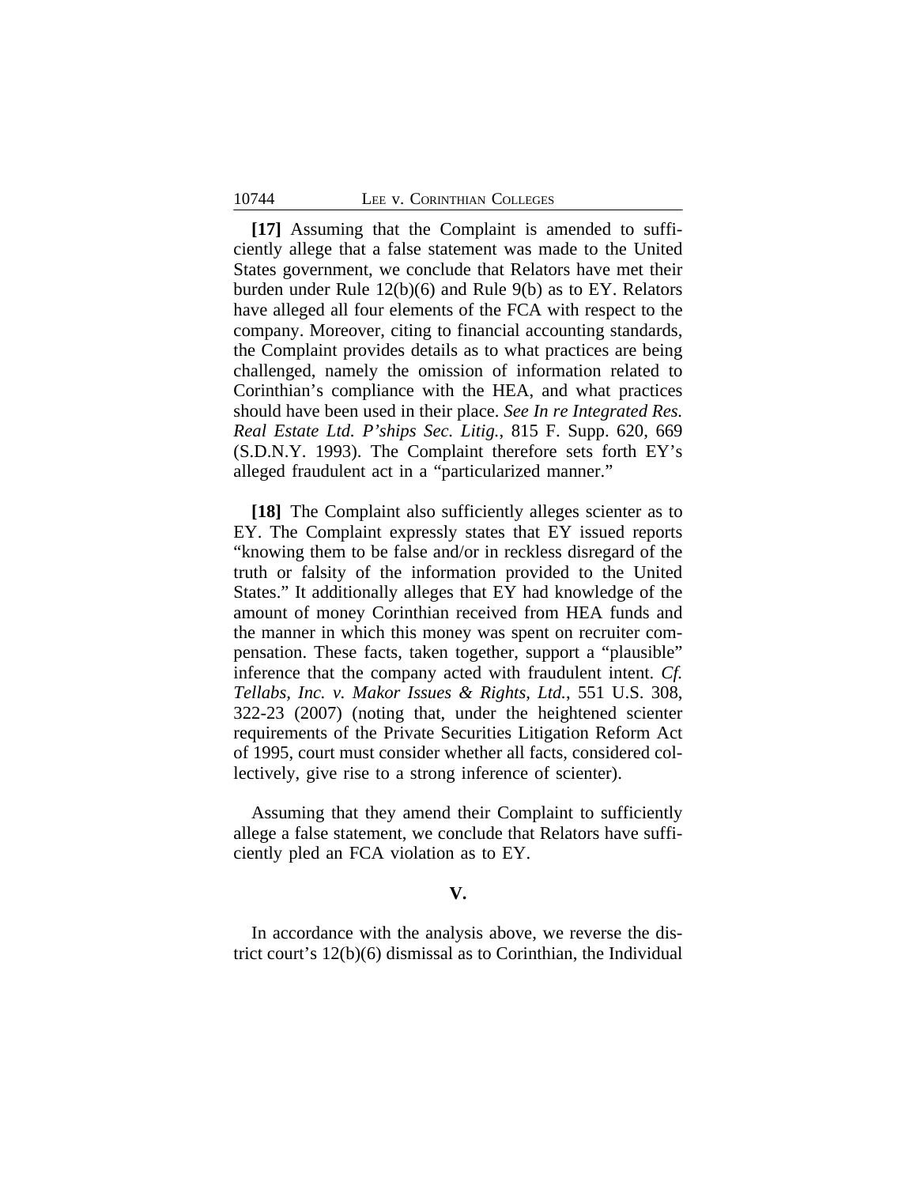**[17]** Assuming that the Complaint is amended to sufficiently allege that a false statement was made to the United States government, we conclude that Relators have met their burden under Rule 12(b)(6) and Rule 9(b) as to EY. Relators have alleged all four elements of the FCA with respect to the company. Moreover, citing to financial accounting standards, the Complaint provides details as to what practices are being challenged, namely the omission of information related to Corinthian's compliance with the HEA, and what practices should have been used in their place. *See In re Integrated Res. Real Estate Ltd. P'ships Sec. Litig.*, 815 F. Supp. 620, 669 (S.D.N.Y. 1993). The Complaint therefore sets forth EY's alleged fraudulent act in a "particularized manner."

**[18]** The Complaint also sufficiently alleges scienter as to EY. The Complaint expressly states that EY issued reports "knowing them to be false and/or in reckless disregard of the truth or falsity of the information provided to the United States." It additionally alleges that EY had knowledge of the amount of money Corinthian received from HEA funds and the manner in which this money was spent on recruiter compensation. These facts, taken together, support a "plausible" inference that the company acted with fraudulent intent. *Cf. Tellabs, Inc. v. Makor Issues & Rights, Ltd.*, 551 U.S. 308, 322-23 (2007) (noting that, under the heightened scienter requirements of the Private Securities Litigation Reform Act of 1995, court must consider whether all facts, considered collectively, give rise to a strong inference of scienter).

Assuming that they amend their Complaint to sufficiently allege a false statement, we conclude that Relators have sufficiently pled an FCA violation as to EY.

## V.

In accordance with the analysis above, we reverse the district court's 12(b)(6) dismissal as to Corinthian, the Individual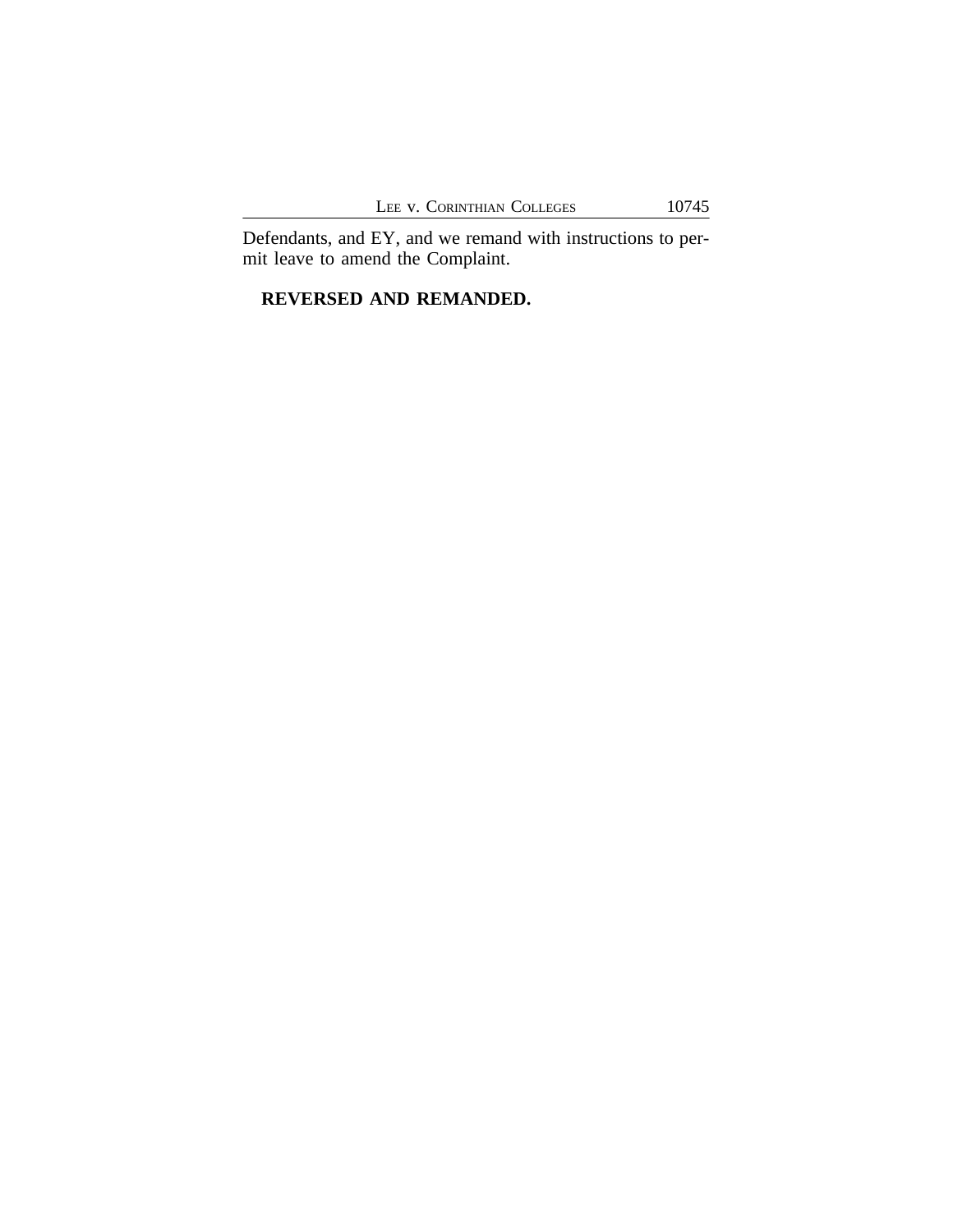Defendants, and EY, and we remand with instructions to permit leave to amend the Complaint.

**REVERSED AND REMANDED.**